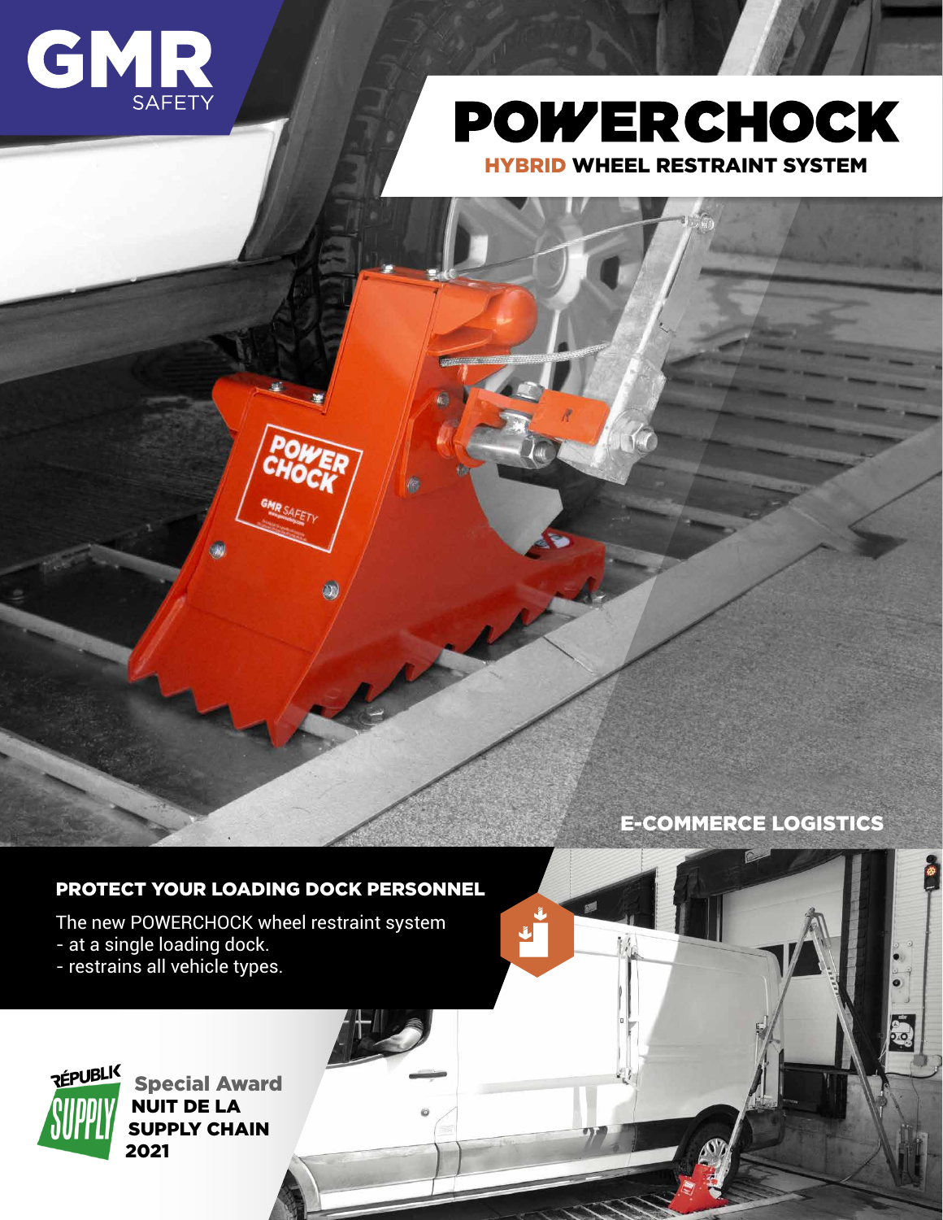GMR SAFETY

# POWERCHOCK

## HYBRID WHEEL RESTRAINT SYSTEM

E-COMMERCE LOGISTICS

### PROTECT YOUR LOADING DOCK PERSONNEL

The new POWERCHOCK wheel restraint system
- at a single loading dock.
- restrains all vehicle types.

RÉPUBLIK SUPPLY
Special Award
NUIT DE LA SUPPLY CHAIN
2021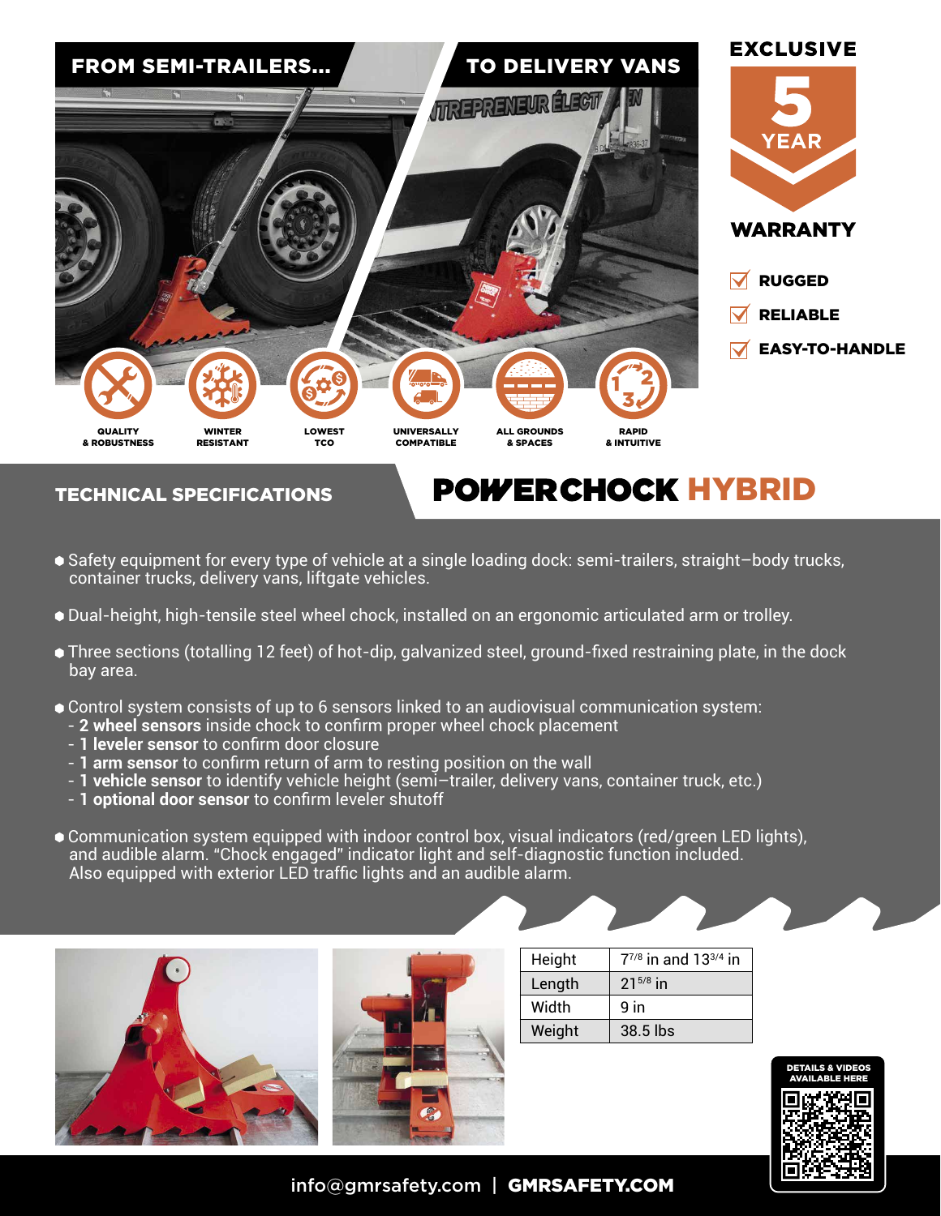FROM SEMI-TRAILERS... TO DELIVERY VANS

EXCLUSIVE **5 YEAR** WARRANTY

- RUGGED
- RELIABLE
- EASY-TO-HANDLE

QUALITY & ROBUSTNESS | WINTER RESISTANT | LOWEST TCO | UNIVERSALLY COMPATIBLE | ALL GROUNDS & SPACES | RAPID & INTUITIVE

## TECHNICAL SPECIFICATIONS

# POWERCHOCK HYBRID

- Safety equipment for every type of vehicle at a single loading dock: semi-trailers, straight–body trucks, container trucks, delivery vans, liftgate vehicles.
- Dual-height, high-tensile steel wheel chock, installed on an ergonomic articulated arm or trolley.
- Three sections (totalling 12 feet) of hot-dip, galvanized steel, ground-fixed restraining plate, in the dock bay area.
- Control system consists of up to 6 sensors linked to an audiovisual communication system:
  - **2 wheel sensors** inside chock to confirm proper wheel chock placement
  - **1 leveler sensor** to confirm door closure
  - **1 arm sensor** to confirm return of arm to resting position on the wall
  - **1 vehicle sensor** to identify vehicle height (semi–trailer, delivery vans, container truck, etc.)
  - **1 optional door sensor** to confirm leveler shutoff
- Communication system equipped with indoor control box, visual indicators (red/green LED lights), and audible alarm. "Chock engaged" indicator light and self-diagnostic function included. Also equipped with exterior LED traffic lights and an audible alarm.

| | |
|---|---|
| Height | $7^{7/8}$ in and $13^{3/4}$ in |
| Length | $21^{5/8}$ in |
| Width | 9 in |
| Weight | 38.5 lbs |

DETAILS & VIDEOS AVAILABLE HERE

info@gmrsafety.com | **GMRSAFETY.COM**